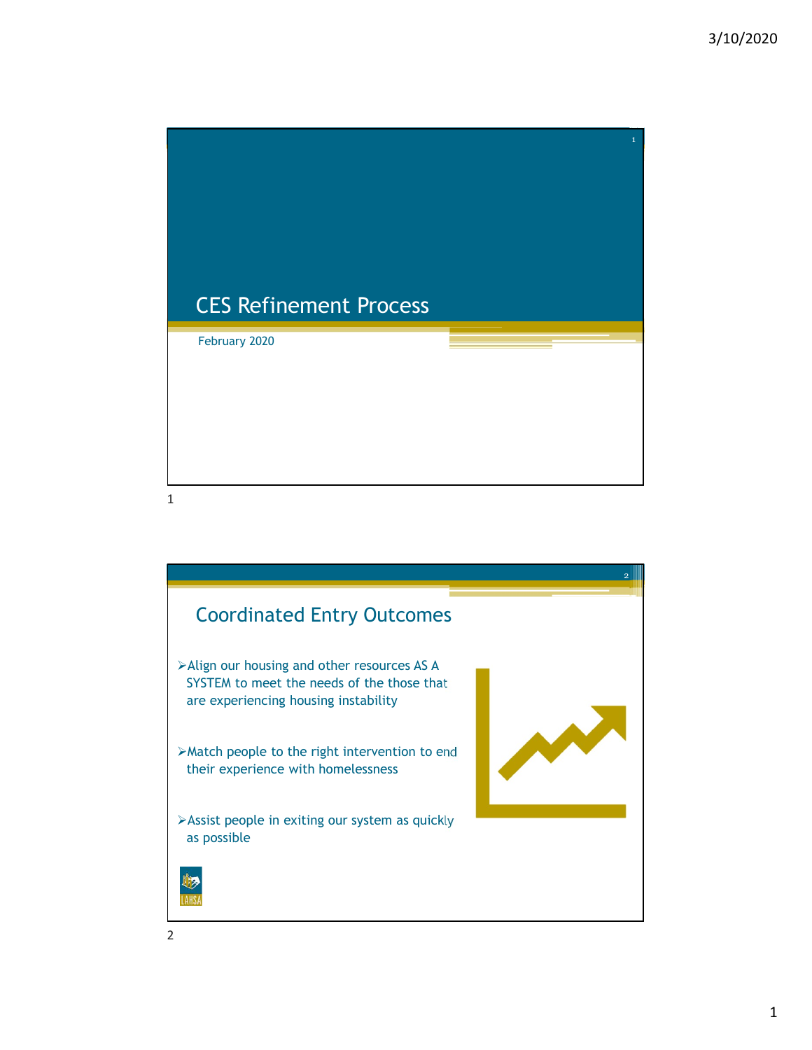# CES Refinement Process

February 2020

## Coordinated Entry Outcomes

- Align our housing and other resources AS A SYSTEM to meet the needs of the those that are experiencing housing instability
- Match people to the right intervention to end their experience with homelessness
- Assist people in exiting our system as quickly as possible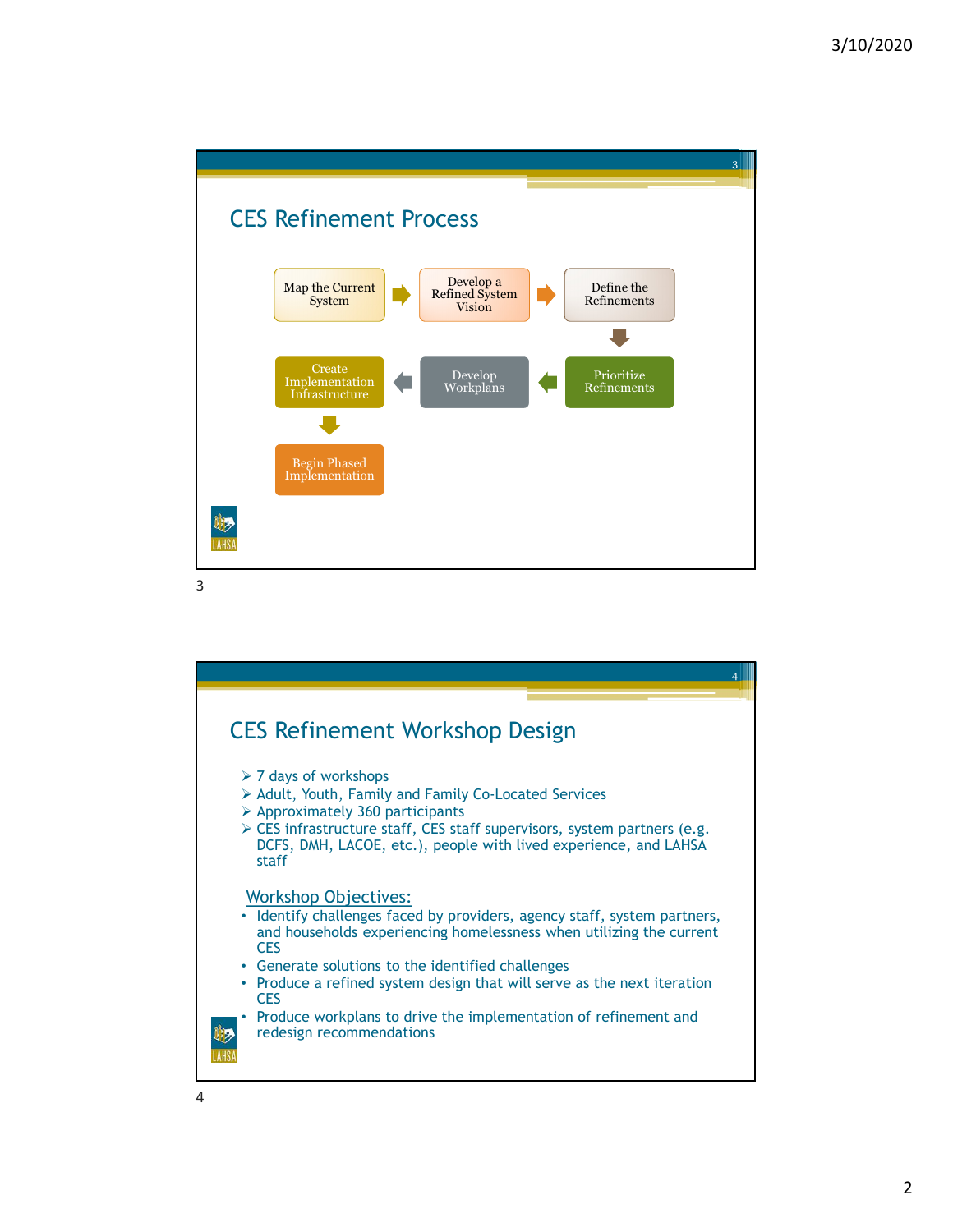## CES Refinement Process

Map the Current System → Develop a Refined System Vision → Define the Refinements → Prioritize Refinements → Develop Workplans → Create Implementation Infrastructure → Begin Phased Implementation

## CES Refinement Workshop Design

- 7 days of workshops
- Adult, Youth, Family and Family Co-Located Services
- Approximately 360 participants
- CES infrastructure staff, CES staff supervisors, system partners (e.g. DCFS, DMH, LACOE, etc.), people with lived experience, and LAHSA staff

**Workshop Objectives:**

- Identify challenges faced by providers, agency staff, system partners, and households experiencing homelessness when utilizing the current CES
- Generate solutions to the identified challenges
- Produce a refined system design that will serve as the next iteration CES
- Produce workplans to drive the implementation of refinement and redesign recommendations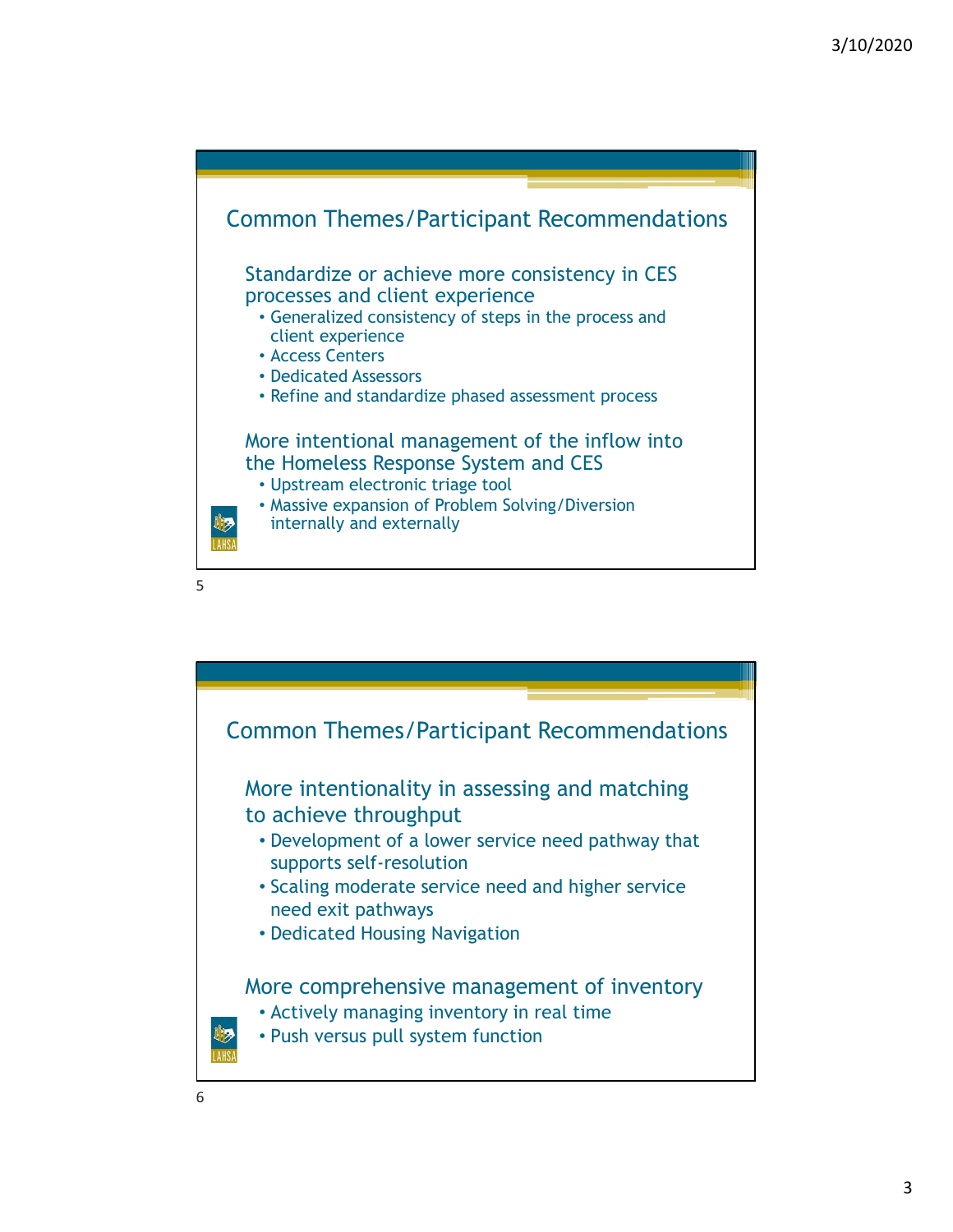## Common Themes/Participant Recommendations

### Standardize or achieve more consistency in CES processes and client experience

- Generalized consistency of steps in the process and client experience
- Access Centers
- Dedicated Assessors
- Refine and standardize phased assessment process

### More intentional management of the inflow into the Homeless Response System and CES

- Upstream electronic triage tool
- Massive expansion of Problem Solving/Diversion internally and externally

## Common Themes/Participant Recommendations

### More intentionality in assessing and matching to achieve throughput

- Development of a lower service need pathway that supports self-resolution
- Scaling moderate service need and higher service need exit pathways
- Dedicated Housing Navigation

### More comprehensive management of inventory

- Actively managing inventory in real time
- Push versus pull system function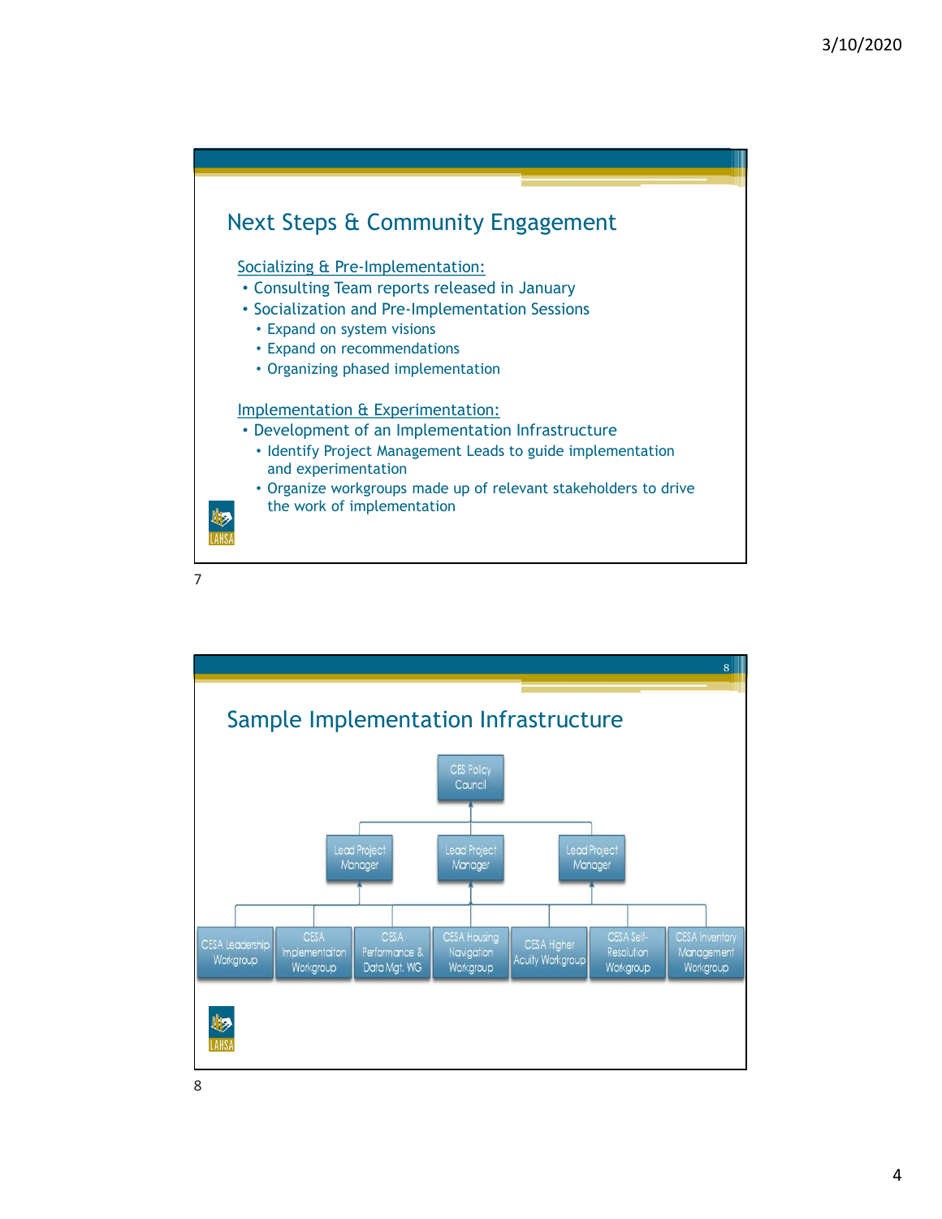## Next Steps & Community Engagement

Socializing & Pre-Implementation:

- Consulting Team reports released in January
- Socialization and Pre-Implementation Sessions
  - Expand on system visions
  - Expand on recommendations
  - Organizing phased implementation

Implementation & Experimentation:

- Development of an Implementation Infrastructure
  - Identify Project Management Leads to guide implementation and experimentation
  - Organize workgroups made up of relevant stakeholders to drive the work of implementation

## Sample Implementation Infrastructure

- CES Policy Council
  - Lead Project Manager
  - Lead Project Manager
  - Lead Project Manager
    - CESA Leadership Workgroup
    - CESA Implementaiton Workgroup
    - CESA Performance & Data Mgt. WG
    - CESA Housing Navigation Workgroup
    - CESA Higher Acuity Workgroup
    - CESA Self-Resolution Workgroup
    - CESA Inventory Management Workgroup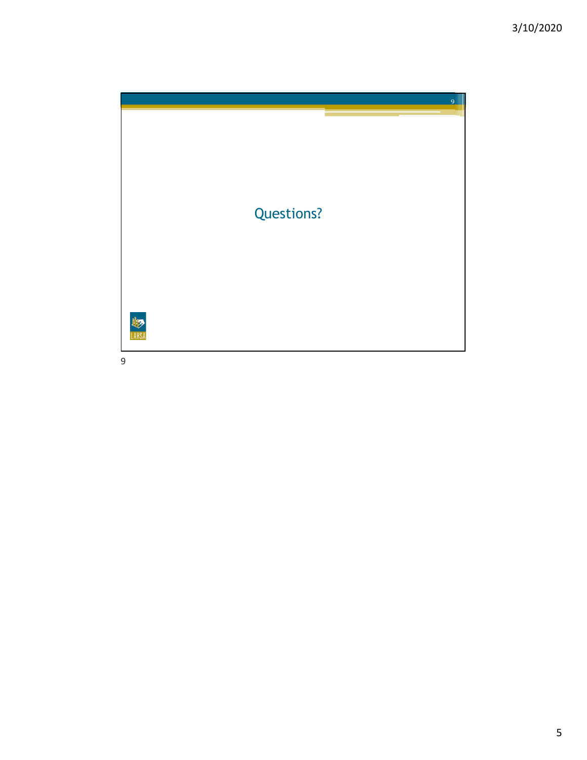Questions?

LAHSA